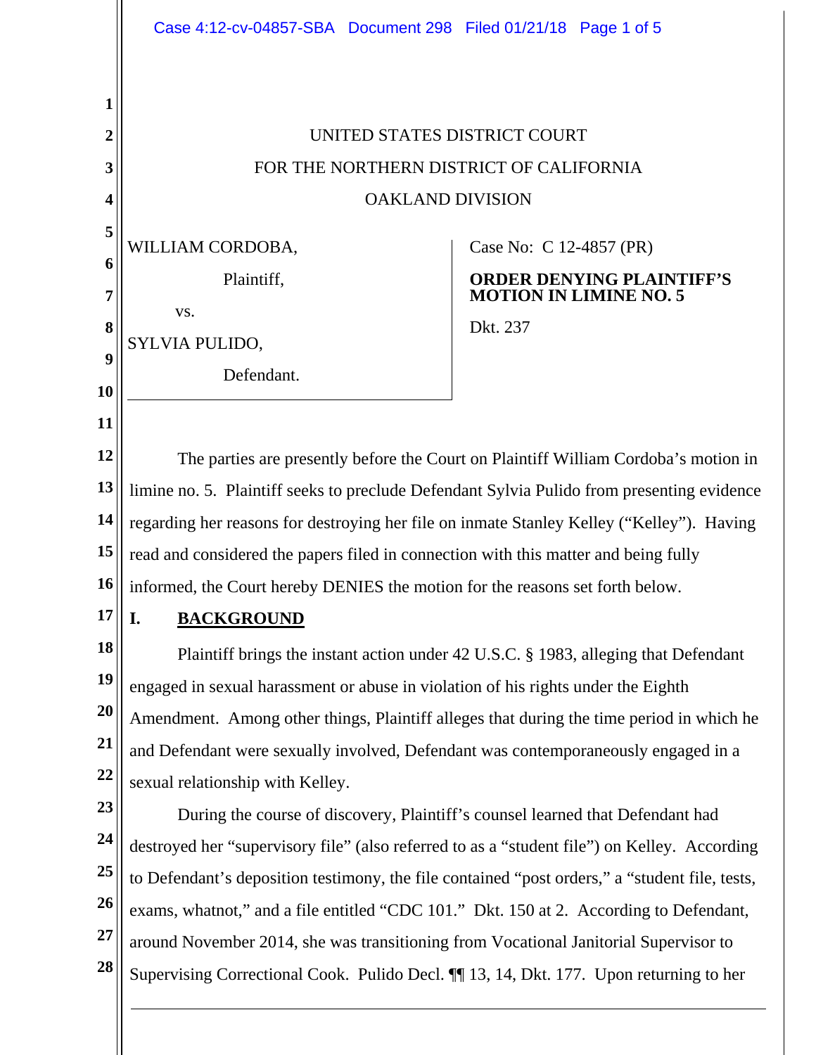UNITED STATES DISTRICT COURT

FOR THE NORTHERN DISTRICT OF CALIFORNIA

OAKLAND DIVISION

WILLIAM CORDOBA,

Plaintiff,

vs.

SYLVIA PULIDO,

Defendant.

Case No: C 12-4857 (PR)

**ORDER DENYING PLAINTIFF'S MOTION IN LIMINE NO. 5**

Dkt. 237

The parties are presently before the Court on Plaintiff William Cordoba's motion in limine no. 5. Plaintiff seeks to preclude Defendant Sylvia Pulido from presenting evidence regarding her reasons for destroying her file on inmate Stanley Kelley ("Kelley"). Having read and considered the papers filed in connection with this matter and being fully informed, the Court hereby DENIES the motion for the reasons set forth below.

## I. BACKGROUND

Plaintiff brings the instant action under 42 U.S.C. § 1983, alleging that Defendant engaged in sexual harassment or abuse in violation of his rights under the Eighth Amendment. Among other things, Plaintiff alleges that during the time period in which he and Defendant were sexually involved, Defendant was contemporaneously engaged in a sexual relationship with Kelley.

During the course of discovery, Plaintiff's counsel learned that Defendant had destroyed her "supervisory file" (also referred to as a "student file") on Kelley. According to Defendant's deposition testimony, the file contained "post orders," a "student file, tests, exams, whatnot," and a file entitled "CDC 101." Dkt. 150 at 2. According to Defendant, around November 2014, she was transitioning from Vocational Janitorial Supervisor to Supervising Correctional Cook. Pulido Decl. ¶¶ 13, 14, Dkt. 177. Upon returning to her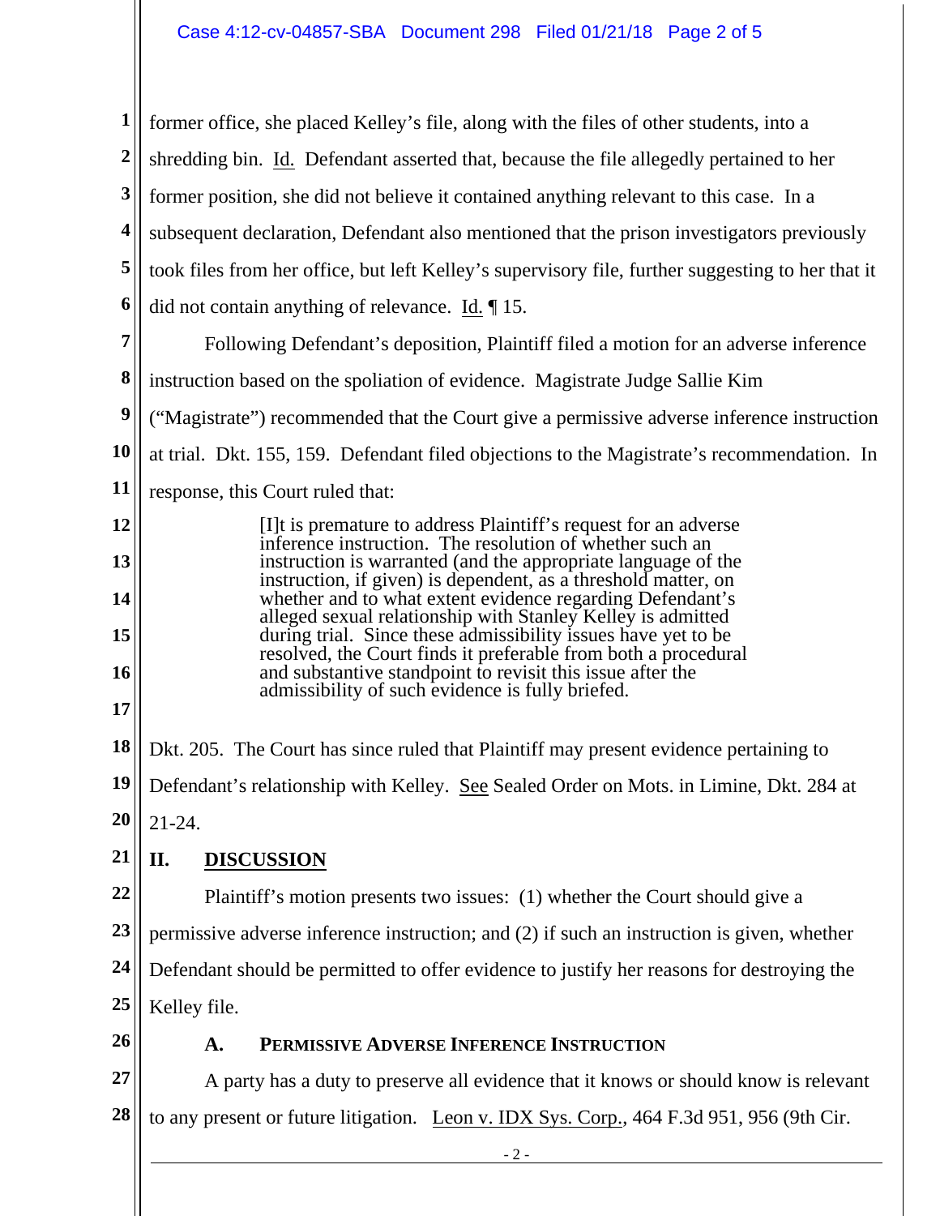former office, she placed Kelley's file, along with the files of other students, into a shredding bin. Id. Defendant asserted that, because the file allegedly pertained to her former position, she did not believe it contained anything relevant to this case. In a subsequent declaration, Defendant also mentioned that the prison investigators previously took files from her office, but left Kelley's supervisory file, further suggesting to her that it did not contain anything of relevance. Id. ¶ 15.

Following Defendant's deposition, Plaintiff filed a motion for an adverse inference instruction based on the spoliation of evidence. Magistrate Judge Sallie Kim ("Magistrate") recommended that the Court give a permissive adverse inference instruction at trial. Dkt. 155, 159. Defendant filed objections to the Magistrate's recommendation. In response, this Court ruled that:

> [I]t is premature to address Plaintiff's request for an adverse inference instruction. The resolution of whether such an instruction is warranted (and the appropriate language of the instruction, if given) is dependent, as a threshold matter, on whether and to what extent evidence regarding Defendant's alleged sexual relationship with Stanley Kelley is admitted during trial. Since these admissibility issues have yet to be resolved, the Court finds it preferable from both a procedural and substantive standpoint to revisit this issue after the admissibility of such evidence is fully briefed.

Dkt. 205. The Court has since ruled that Plaintiff may present evidence pertaining to Defendant's relationship with Kelley. See Sealed Order on Mots. in Limine, Dkt. 284 at 21-24.

## II. DISCUSSION

Plaintiff's motion presents two issues: (1) whether the Court should give a permissive adverse inference instruction; and (2) if such an instruction is given, whether Defendant should be permitted to offer evidence to justify her reasons for destroying the Kelley file.

### A. PERMISSIVE ADVERSE INFERENCE INSTRUCTION

A party has a duty to preserve all evidence that it knows or should know is relevant to any present or future litigation. Leon v. IDX Sys. Corp., 464 F.3d 951, 956 (9th Cir.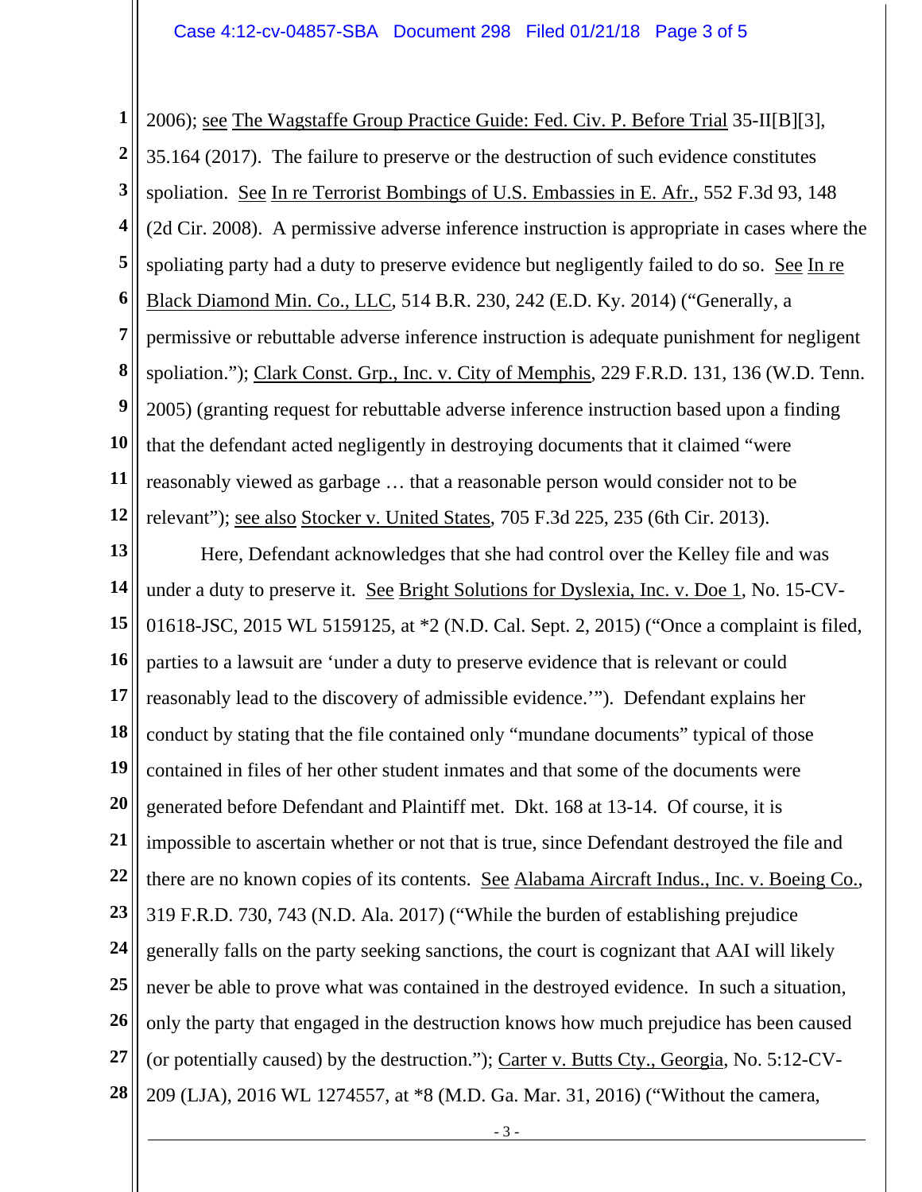2006); see The Wagstaffe Group Practice Guide: Fed. Civ. P. Before Trial 35-II[B][3], 35.164 (2017). The failure to preserve or the destruction of such evidence constitutes spoliation. See In re Terrorist Bombings of U.S. Embassies in E. Afr., 552 F.3d 93, 148 (2d Cir. 2008). A permissive adverse inference instruction is appropriate in cases where the spoliating party had a duty to preserve evidence but negligently failed to do so. See In re Black Diamond Min. Co., LLC, 514 B.R. 230, 242 (E.D. Ky. 2014) ("Generally, a permissive or rebuttable adverse inference instruction is adequate punishment for negligent spoliation."); Clark Const. Grp., Inc. v. City of Memphis, 229 F.R.D. 131, 136 (W.D. Tenn. 2005) (granting request for rebuttable adverse inference instruction based upon a finding that the defendant acted negligently in destroying documents that it claimed "were reasonably viewed as garbage … that a reasonable person would consider not to be relevant"); see also Stocker v. United States, 705 F.3d 225, 235 (6th Cir. 2013).

Here, Defendant acknowledges that she had control over the Kelley file and was under a duty to preserve it. See Bright Solutions for Dyslexia, Inc. v. Doe 1, No. 15-CV-01618-JSC, 2015 WL 5159125, at *2 (N.D. Cal. Sept. 2, 2015) ("Once a complaint is filed, parties to a lawsuit are 'under a duty to preserve evidence that is relevant or could reasonably lead to the discovery of admissible evidence.'"). Defendant explains her conduct by stating that the file contained only "mundane documents" typical of those contained in files of her other student inmates and that some of the documents were generated before Defendant and Plaintiff met. Dkt. 168 at 13-14. Of course, it is impossible to ascertain whether or not that is true, since Defendant destroyed the file and there are no known copies of its contents. See Alabama Aircraft Indus., Inc. v. Boeing Co., 319 F.R.D. 730, 743 (N.D. Ala. 2017) ("While the burden of establishing prejudice generally falls on the party seeking sanctions, the court is cognizant that AAI will likely never be able to prove what was contained in the destroyed evidence. In such a situation, only the party that engaged in the destruction knows how much prejudice has been caused (or potentially caused) by the destruction."); Carter v. Butts Cty., Georgia, No. 5:12-CV-209 (LJA), 2016 WL 1274557, at *8 (M.D. Ga. Mar. 31, 2016) ("Without the camera,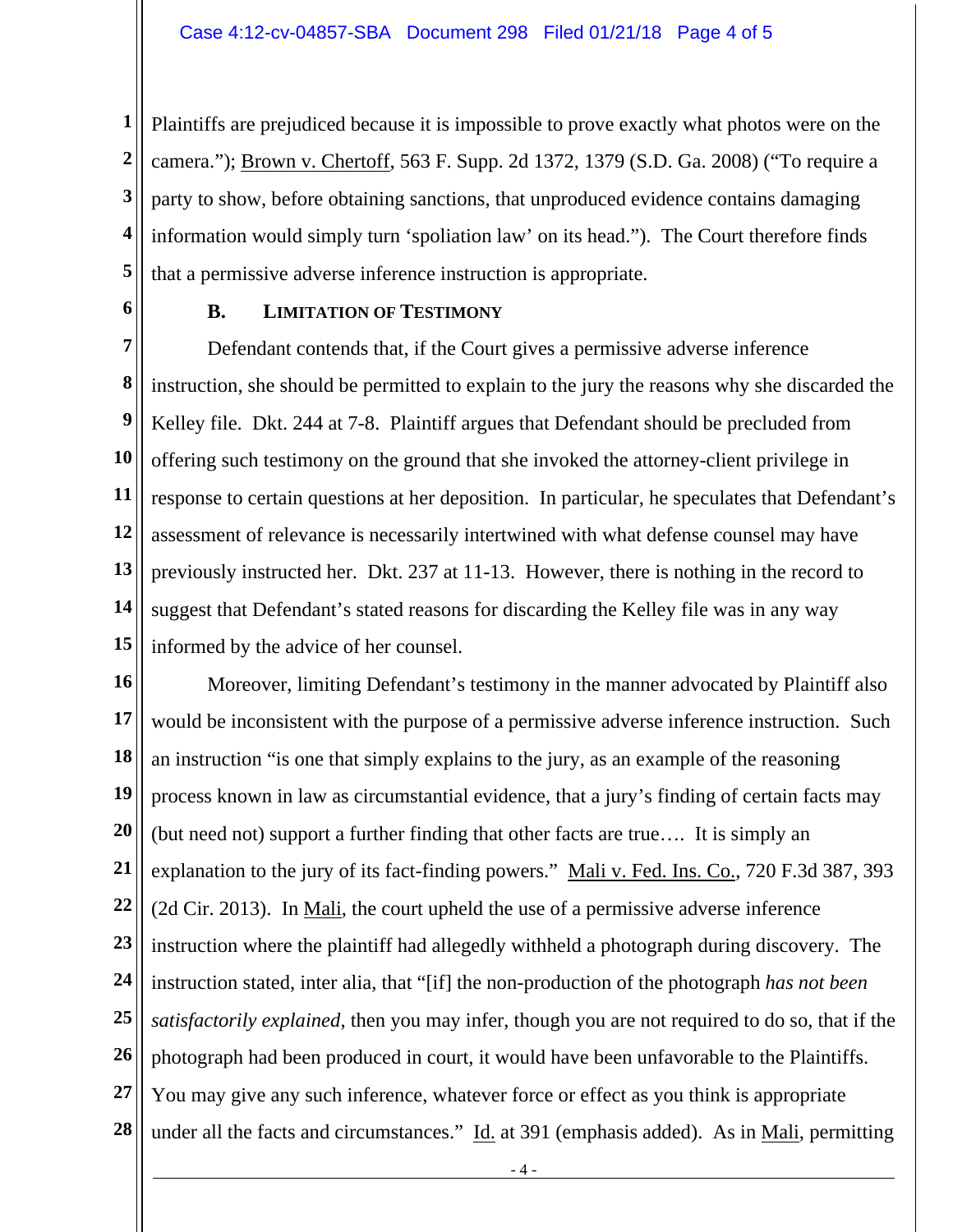Plaintiffs are prejudiced because it is impossible to prove exactly what photos were on the camera."); Brown v. Chertoff, 563 F. Supp. 2d 1372, 1379 (S.D. Ga. 2008) ("To require a party to show, before obtaining sanctions, that unproduced evidence contains damaging information would simply turn 'spoliation law' on its head."). The Court therefore finds that a permissive adverse inference instruction is appropriate.

### B. LIMITATION OF TESTIMONY

Defendant contends that, if the Court gives a permissive adverse inference instruction, she should be permitted to explain to the jury the reasons why she discarded the Kelley file. Dkt. 244 at 7-8. Plaintiff argues that Defendant should be precluded from offering such testimony on the ground that she invoked the attorney-client privilege in response to certain questions at her deposition. In particular, he speculates that Defendant's assessment of relevance is necessarily intertwined with what defense counsel may have previously instructed her. Dkt. 237 at 11-13. However, there is nothing in the record to suggest that Defendant's stated reasons for discarding the Kelley file was in any way informed by the advice of her counsel.

Moreover, limiting Defendant's testimony in the manner advocated by Plaintiff also would be inconsistent with the purpose of a permissive adverse inference instruction. Such an instruction "is one that simply explains to the jury, as an example of the reasoning process known in law as circumstantial evidence, that a jury's finding of certain facts may (but need not) support a further finding that other facts are true…. It is simply an explanation to the jury of its fact-finding powers." Mali v. Fed. Ins. Co., 720 F.3d 387, 393 (2d Cir. 2013). In Mali, the court upheld the use of a permissive adverse inference instruction where the plaintiff had allegedly withheld a photograph during discovery. The instruction stated, inter alia, that "[if] the non-production of the photograph *has not been satisfactorily explained*, then you may infer, though you are not required to do so, that if the photograph had been produced in court, it would have been unfavorable to the Plaintiffs. You may give any such inference, whatever force or effect as you think is appropriate under all the facts and circumstances." Id. at 391 (emphasis added). As in Mali, permitting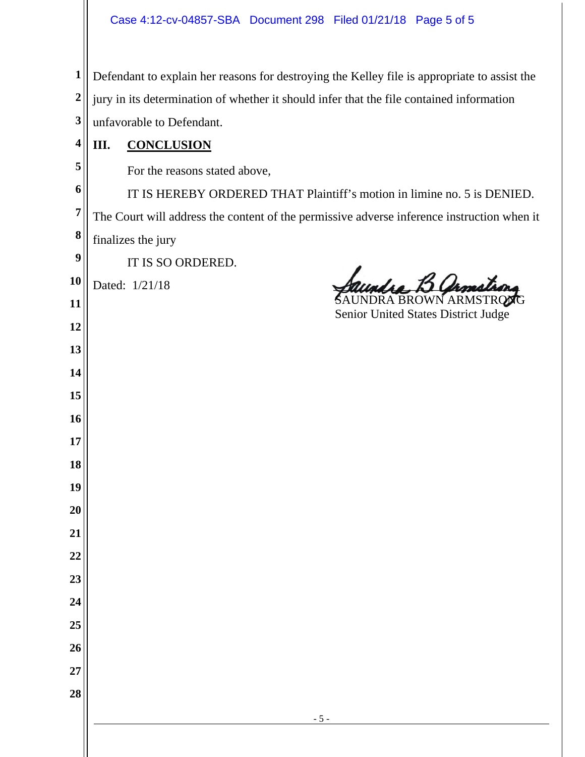Defendant to explain her reasons for destroying the Kelley file is appropriate to assist the jury in its determination of whether it should infer that the file contained information unfavorable to Defendant.

## III. CONCLUSION

For the reasons stated above,

IT IS HEREBY ORDERED THAT Plaintiff's motion in limine no. 5 is DENIED. The Court will address the content of the permissive adverse inference instruction when it finalizes the jury

IT IS SO ORDERED.

Dated: 1/21/18

SAUNDRA BROWN ARMSTRONG
Senior United States District Judge